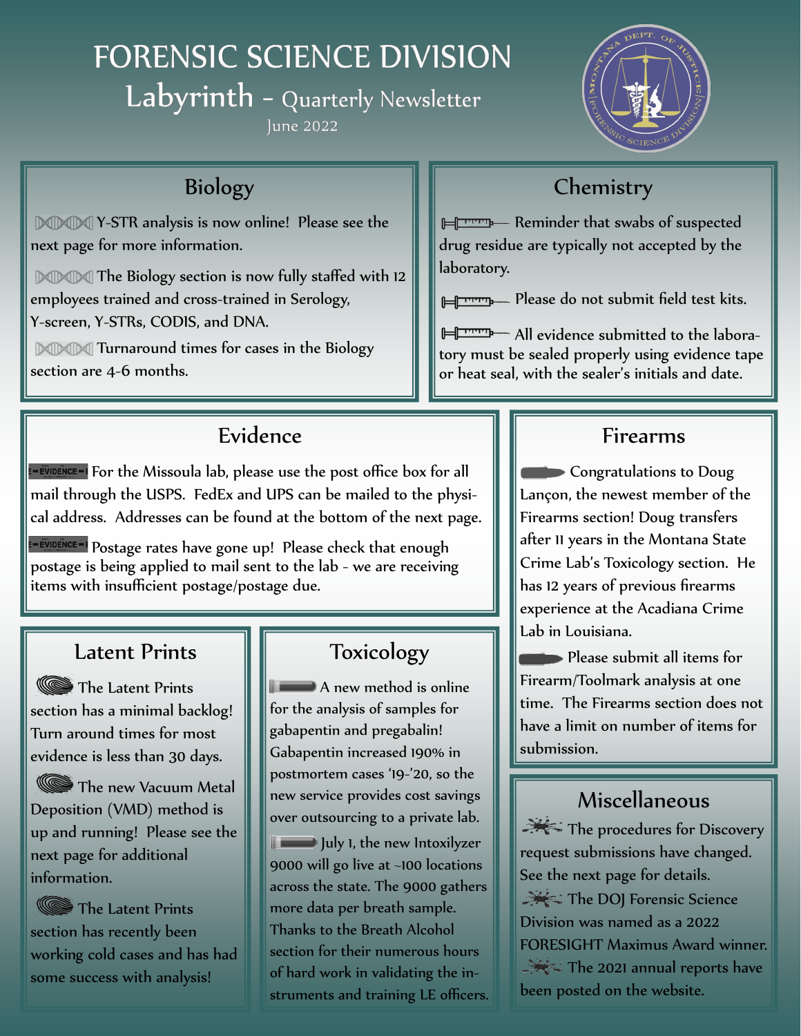# FORENSIC SCIENCE DIVISION

## Labyrinth - Quarterly Newsletter

June 2022

## Biology

- Y-STR analysis is now online! Please see the next page for more information.
- The Biology section is now fully staffed with 12 employees trained and cross-trained in Serology, Y-screen, Y-STRs, CODIS, and DNA.
- Turnaround times for cases in the Biology section are 4-6 months.

## Chemistry

- Reminder that swabs of suspected drug residue are typically not accepted by the laboratory.
- Please do not submit field test kits.
- All evidence submitted to the laboratory must be sealed properly using evidence tape or heat seal, with the sealer's initials and date.

## Evidence

- For the Missoula lab, please use the post office box for all mail through the USPS. FedEx and UPS can be mailed to the physical address. Addresses can be found at the bottom of the next page.
- Postage rates have gone up! Please check that enough postage is being applied to mail sent to the lab - we are receiving items with insufficient postage/postage due.

## Firearms

- Congratulations to Doug Lançon, the newest member of the Firearms section! Doug transfers after 11 years in the Montana State Crime Lab's Toxicology section. He has 12 years of previous firearms experience at the Acadiana Crime Lab in Louisiana.
- Please submit all items for Firearm/Toolmark analysis at one time. The Firearms section does not have a limit on number of items for submission.

## Latent Prints

- The Latent Prints section has a minimal backlog! Turn around times for most evidence is less than 30 days.
- The new Vacuum Metal Deposition (VMD) method is up and running! Please see the next page for additional information.
- The Latent Prints section has recently been working cold cases and has had some success with analysis!

## Toxicology

- A new method is online for the analysis of samples for gabapentin and pregabalin! Gabapentin increased 190% in postmortem cases '19-'20, so the new service provides cost savings over outsourcing to a private lab.
- July 1, the new Intoxilyzer 9000 will go live at ~100 locations across the state. The 9000 gathers more data per breath sample. Thanks to the Breath Alcohol section for their numerous hours of hard work in validating the instruments and training LE officers.

## Miscellaneous

- The procedures for Discovery request submissions have changed. See the next page for details.
- The DOJ Forensic Science Division was named as a 2022 FORESIGHT Maximus Award winner.
- The 2021 annual reports have been posted on the website.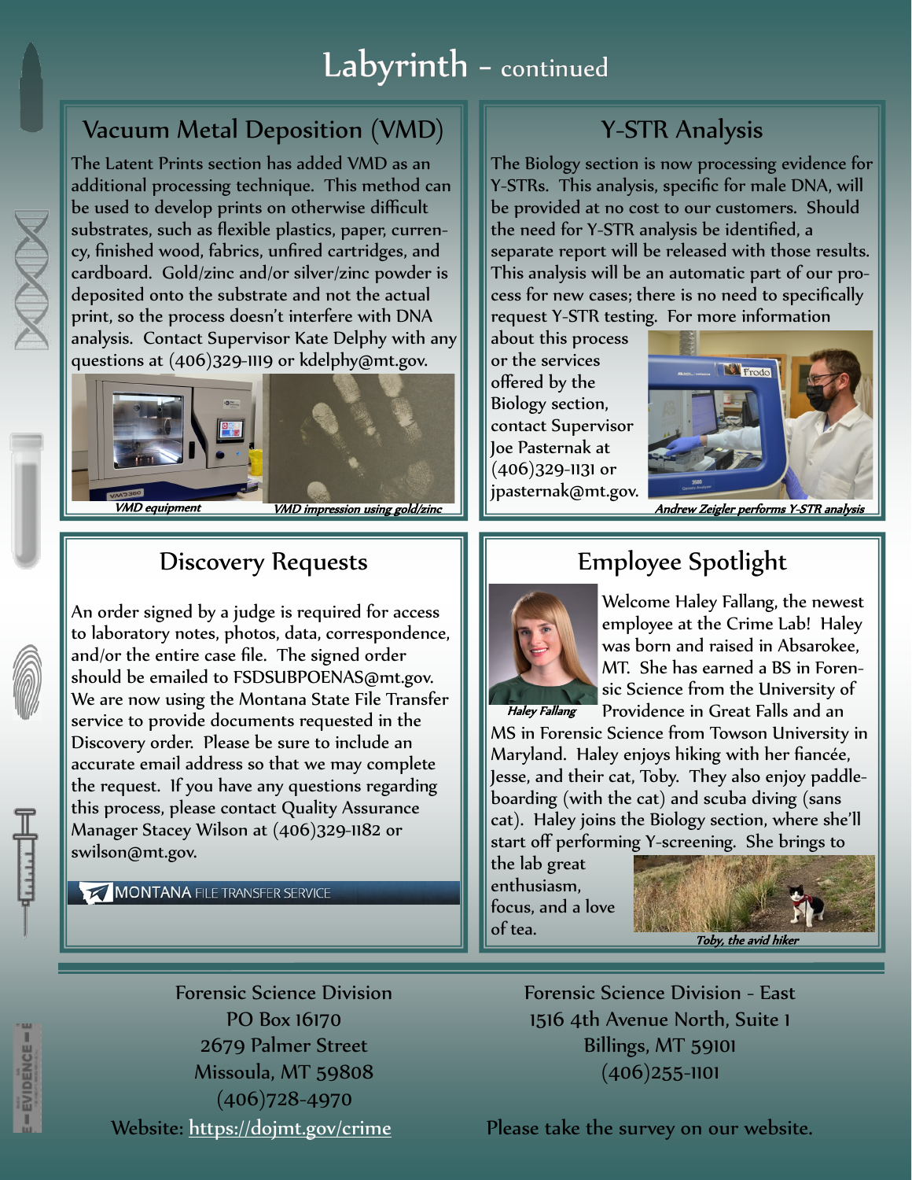# Labyrinth - continued

## Vacuum Metal Deposition (VMD)

The Latent Prints section has added VMD as an additional processing technique. This method can be used to develop prints on otherwise difficult substrates, such as flexible plastics, paper, currency, finished wood, fabrics, unfired cartridges, and cardboard. Gold/zinc and/or silver/zinc powder is deposited onto the substrate and not the actual print, so the process doesn't interfere with DNA analysis. Contact Supervisor Kate Delphy with any questions at (406)329-1119 or kdelphy@mt.gov.

*VMD equipment*

*VMD impression using gold/zinc*

## Y-STR Analysis

The Biology section is now processing evidence for Y-STRs. This analysis, specific for male DNA, will be provided at no cost to our customers. Should the need for Y-STR analysis be identified, a separate report will be released with those results. This analysis will be an automatic part of our process for new cases; there is no need to specifically request Y-STR testing. For more information about this process or the services offered by the Biology section, contact Supervisor Joe Pasternak at (406)329-1131 or jpasternak@mt.gov.

*Andrew Zeigler performs Y-STR analysis*

## Discovery Requests

An order signed by a judge is required for access to laboratory notes, photos, data, correspondence, and/or the entire case file. The signed order should be emailed to FSDSUBPOENAS@mt.gov. We are now using the Montana State File Transfer service to provide documents requested in the Discovery order. Please be sure to include an accurate email address so that we may complete the request. If you have any questions regarding this process, please contact Quality Assurance Manager Stacey Wilson at (406)329-1182 or swilson@mt.gov.

MONTANA FILE TRANSFER SERVICE

## Employee Spotlight

*Haley Fallang*

Welcome Haley Fallang, the newest employee at the Crime Lab! Haley was born and raised in Absarokee, MT. She has earned a BS in Forensic Science from the University of Providence in Great Falls and an MS in Forensic Science from Towson University in Maryland. Haley enjoys hiking with her fiancée, Jesse, and their cat, Toby. They also enjoy paddle-boarding (with the cat) and scuba diving (sans cat). Haley joins the Biology section, where she'll start off performing Y-screening. She brings to the lab great enthusiasm, focus, and a love of tea.

*Toby, the avid hiker*

---

Forensic Science Division
PO Box 16170
2679 Palmer Street
Missoula, MT 59808
(406)728-4970
Website: https://dojmt.gov/crime

Forensic Science Division - East
1516 4th Avenue North, Suite 1
Billings, MT 59101
(406)255-1101

Please take the survey on our website.